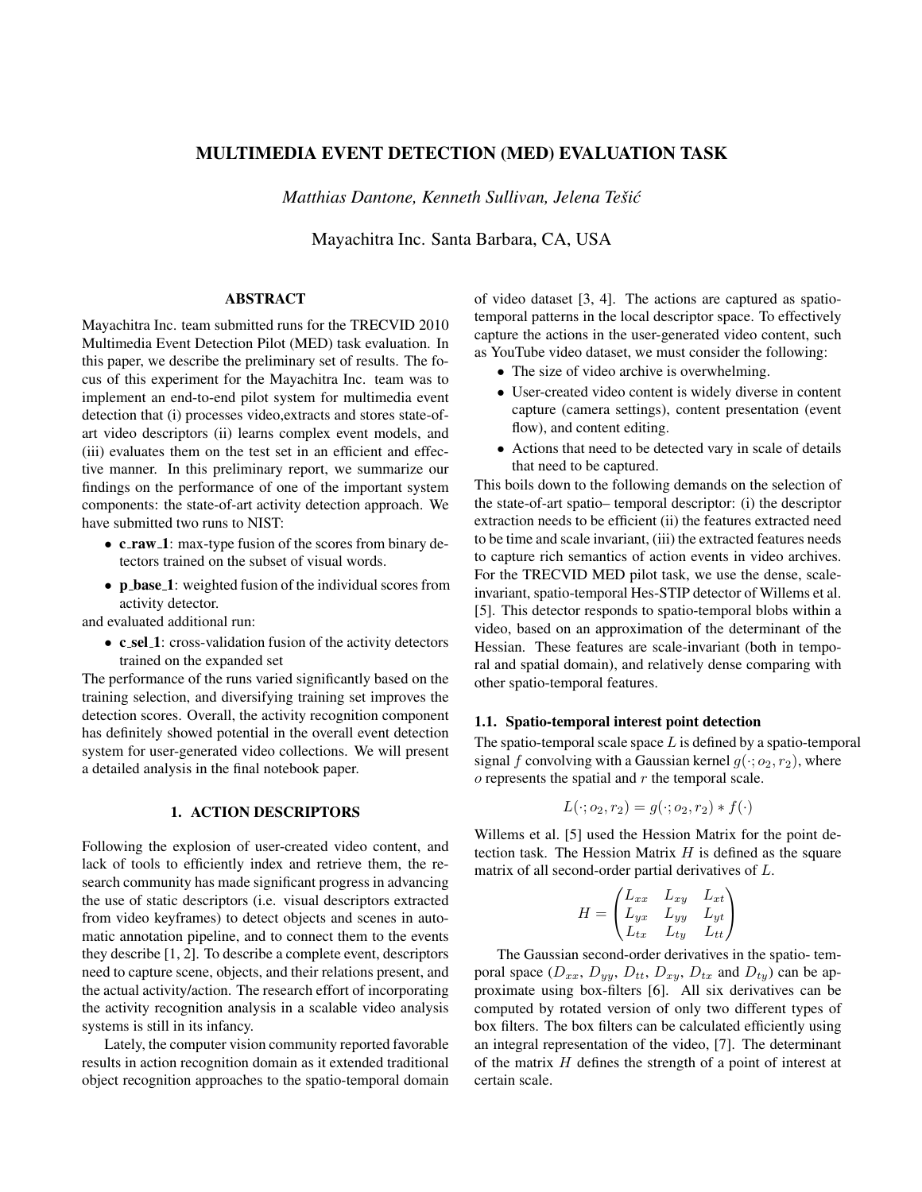# MULTIMEDIA EVENT DETECTION (MED) EVALUATION TASK

*Matthias Dantone, Kenneth Sullivan, Jelena Tešić*

Mayachitra Inc. Santa Barbara, CA, USA

## ABSTRACT

Mayachitra Inc. team submitted runs for the TRECVID 2010 Multimedia Event Detection Pilot (MED) task evaluation. In this paper, we describe the preliminary set of results. The focus of this experiment for the Mayachitra Inc. team was to implement an end-to-end pilot system for multimedia event detection that (i) processes video,extracts and stores state-of-art video descriptors (ii) learns complex event models, and (iii) evaluates them on the test set in an efficient and effective manner. In this preliminary report, we summarize our findings on the performance of one of the important system components: the state-of-art activity detection approach. We have submitted two runs to NIST:

- **c_raw_1**: max-type fusion of the scores from binary detectors trained on the subset of visual words.
- **p_base_1**: weighted fusion of the individual scores from activity detector.

and evaluated additional run:

- **c_sel_1**: cross-validation fusion of the activity detectors trained on the expanded set

The performance of the runs varied significantly based on the training selection, and diversifying training set improves the detection scores. Overall, the activity recognition component has definitely showed potential in the overall event detection system for user-generated video collections. We will present a detailed analysis in the final notebook paper.

## 1. ACTION DESCRIPTORS

Following the explosion of user-created video content, and lack of tools to efficiently index and retrieve them, the research community has made significant progress in advancing the use of static descriptors (i.e. visual descriptors extracted from video keyframes) to detect objects and scenes in automatic annotation pipeline, and to connect them to the events they describe [1, 2]. To describe a complete event, descriptors need to capture scene, objects, and their relations present, and the actual activity/action. The research effort of incorporating the activity recognition analysis in a scalable video analysis systems is still in its infancy.

Lately, the computer vision community reported favorable results in action recognition domain as it extended traditional object recognition approaches to the spatio-temporal domain of video dataset [3, 4]. The actions are captured as spatio-temporal patterns in the local descriptor space. To effectively capture the actions in the user-generated video content, such as YouTube video dataset, we must consider the following:

- The size of video archive is overwhelming.
- User-created video content is widely diverse in content capture (camera settings), content presentation (event flow), and content editing.
- Actions that need to be detected vary in scale of details that need to be captured.

This boils down to the following demands on the selection of the state-of-art spatio– temporal descriptor: (i) the descriptor extraction needs to be efficient (ii) the features extracted need to be time and scale invariant, (iii) the extracted features needs to capture rich semantics of action events in video archives. For the TRECVID MED pilot task, we use the dense, scale-invariant, spatio-temporal Hes-STIP detector of Willems et al. [5]. This detector responds to spatio-temporal blobs within a video, based on an approximation of the determinant of the Hessian. These features are scale-invariant (both in temporal and spatial domain), and relatively dense comparing with other spatio-temporal features.

### 1.1. Spatio-temporal interest point detection

The spatio-temporal scale space $L$ is defined by a spatio-temporal signal $f$ convolving with a Gaussian kernel $g(\cdot; o_2, r_2)$, where $o$ represents the spatial and $r$ the temporal scale.

$$L(\cdot; o_2, r_2) = g(\cdot; o_2, r_2) * f(\cdot)$$

Willems et al. [5] used the Hession Matrix for the point detection task. The Hession Matrix $H$ is defined as the square matrix of all second-order partial derivatives of $L$.

$$H = \begin{pmatrix} L_{xx} & L_{xy} & L_{xt} \\ L_{yx} & L_{yy} & L_{yt} \\ L_{tx} & L_{ty} & L_{tt} \end{pmatrix}$$

The Gaussian second-order derivatives in the spatio- temporal space ($D_{xx}$, $D_{yy}$, $D_{tt}$, $D_{xy}$, $D_{tx}$ and $D_{ty}$) can be approximate using box-filters [6]. All six derivatives can be computed by rotated version of only two different types of box filters. The box filters can be calculated efficiently using an integral representation of the video, [7]. The determinant of the matrix $H$ defines the strength of a point of interest at certain scale.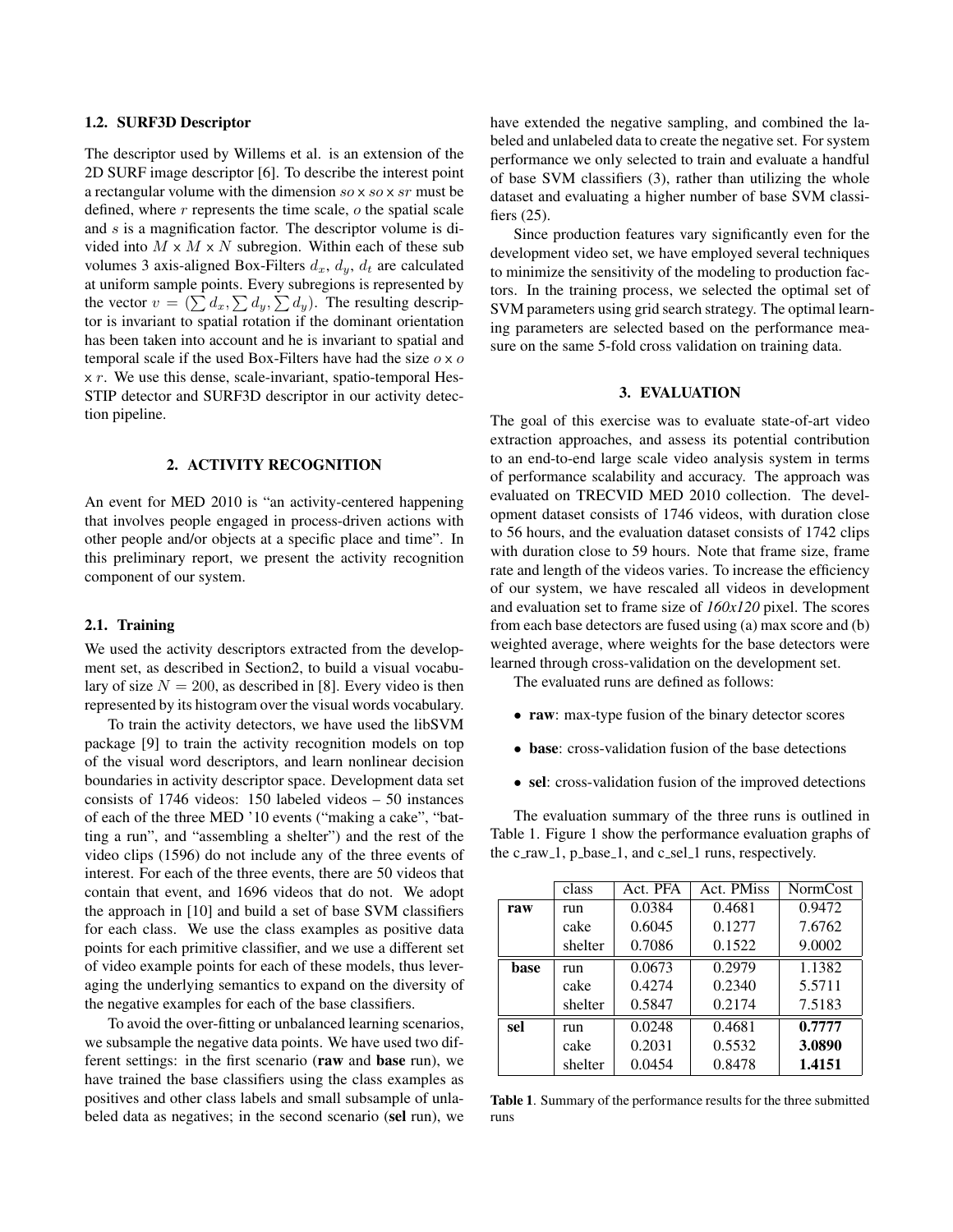### 1.2. SURF3D Descriptor

The descriptor used by Willems et al. is an extension of the 2D SURF image descriptor [6]. To describe the interest point a rectangular volume with the dimension $so \times so \times sr$ must be defined, where $r$ represents the time scale, $o$ the spatial scale and $s$ is a magnification factor. The descriptor volume is divided into $M \times M \times N$ subregion. Within each of these sub volumes 3 axis-aligned Box-Filters $d_x$, $d_y$, $d_t$ are calculated at uniform sample points. Every subregions is represented by the vector $v = (\sum d_x, \sum d_y, \sum d_y)$. The resulting descriptor is invariant to spatial rotation if the dominant orientation has been taken into account and he is invariant to spatial and temporal scale if the used Box-Filters have had the size $o \times o \times r$. We use this dense, scale-invariant, spatio-temporal Hes-STIP detector and SURF3D descriptor in our activity detection pipeline.

## 2. ACTIVITY RECOGNITION

An event for MED 2010 is "an activity-centered happening that involves people engaged in process-driven actions with other people and/or objects at a specific place and time". In this preliminary report, we present the activity recognition component of our system.

### 2.1. Training

We used the activity descriptors extracted from the development set, as described in Section2, to build a visual vocabulary of size $N = 200$, as described in [8]. Every video is then represented by its histogram over the visual words vocabulary.

To train the activity detectors, we have used the libSVM package [9] to train the activity recognition models on top of the visual word descriptors, and learn nonlinear decision boundaries in activity descriptor space. Development data set consists of 1746 videos: 150 labeled videos – 50 instances of each of the three MED '10 events ("making a cake", "batting a run", and "assembling a shelter") and the rest of the video clips (1596) do not include any of the three events of interest. For each of the three events, there are 50 videos that contain that event, and 1696 videos that do not. We adopt the approach in [10] and build a set of base SVM classifiers for each class. We use the class examples as positive data points for each primitive classifier, and we use a different set of video example points for each of these models, thus leveraging the underlying semantics to expand on the diversity of the negative examples for each of the base classifiers.

To avoid the over-fitting or unbalanced learning scenarios, we subsample the negative data points. We have used two different settings: in the first scenario (**raw** and **base** run), we have trained the base classifiers using the class examples as positives and other class labels and small subsample of unlabeled data as negatives; in the second scenario (**sel** run), we have extended the negative sampling, and combined the labeled and unlabeled data to create the negative set. For system performance we only selected to train and evaluate a handful of base SVM classifiers (3), rather than utilizing the whole dataset and evaluating a higher number of base SVM classifiers (25).

Since production features vary significantly even for the development video set, we have employed several techniques to minimize the sensitivity of the modeling to production factors. In the training process, we selected the optimal set of SVM parameters using grid search strategy. The optimal learning parameters are selected based on the performance measure on the same 5-fold cross validation on training data.

## 3. EVALUATION

The goal of this exercise was to evaluate state-of-art video extraction approaches, and assess its potential contribution to an end-to-end large scale video analysis system in terms of performance scalability and accuracy. The approach was evaluated on TRECVID MED 2010 collection. The development dataset consists of 1746 videos, with duration close to 56 hours, and the evaluation dataset consists of 1742 clips with duration close to 59 hours. Note that frame size, frame rate and length of the videos varies. To increase the efficiency of our system, we have rescaled all videos in development and evaluation set to frame size of *160x120* pixel. The scores from each base detectors are fused using (a) max score and (b) weighted average, where weights for the base detectors were learned through cross-validation on the development set.

The evaluated runs are defined as follows:

- **raw**: max-type fusion of the binary detector scores
- **base**: cross-validation fusion of the base detections
- **sel**: cross-validation fusion of the improved detections

The evaluation summary of the three runs is outlined in Table 1. Figure 1 show the performance evaluation graphs of the c_raw_1, p_base_1, and c_sel_1 runs, respectively.

| | class | Act. PFA | Act. PMiss | NormCost |
|---|---|---|---|---|
| **raw** | run | 0.0384 | 0.4681 | 0.9472 |
| | cake | 0.6045 | 0.1277 | 7.6762 |
| | shelter | 0.7086 | 0.1522 | 9.0002 |
| **base** | run | 0.0673 | 0.2979 | 1.1382 |
| | cake | 0.4274 | 0.2340 | 5.5711 |
| | shelter | 0.5847 | 0.2174 | 7.5183 |
| **sel** | run | 0.0248 | 0.4681 | **0.7777** |
| | cake | 0.2031 | 0.5532 | **3.0890** |
| | shelter | 0.0454 | 0.8478 | **1.4151** |

**Table 1**. Summary of the performance results for the three submitted runs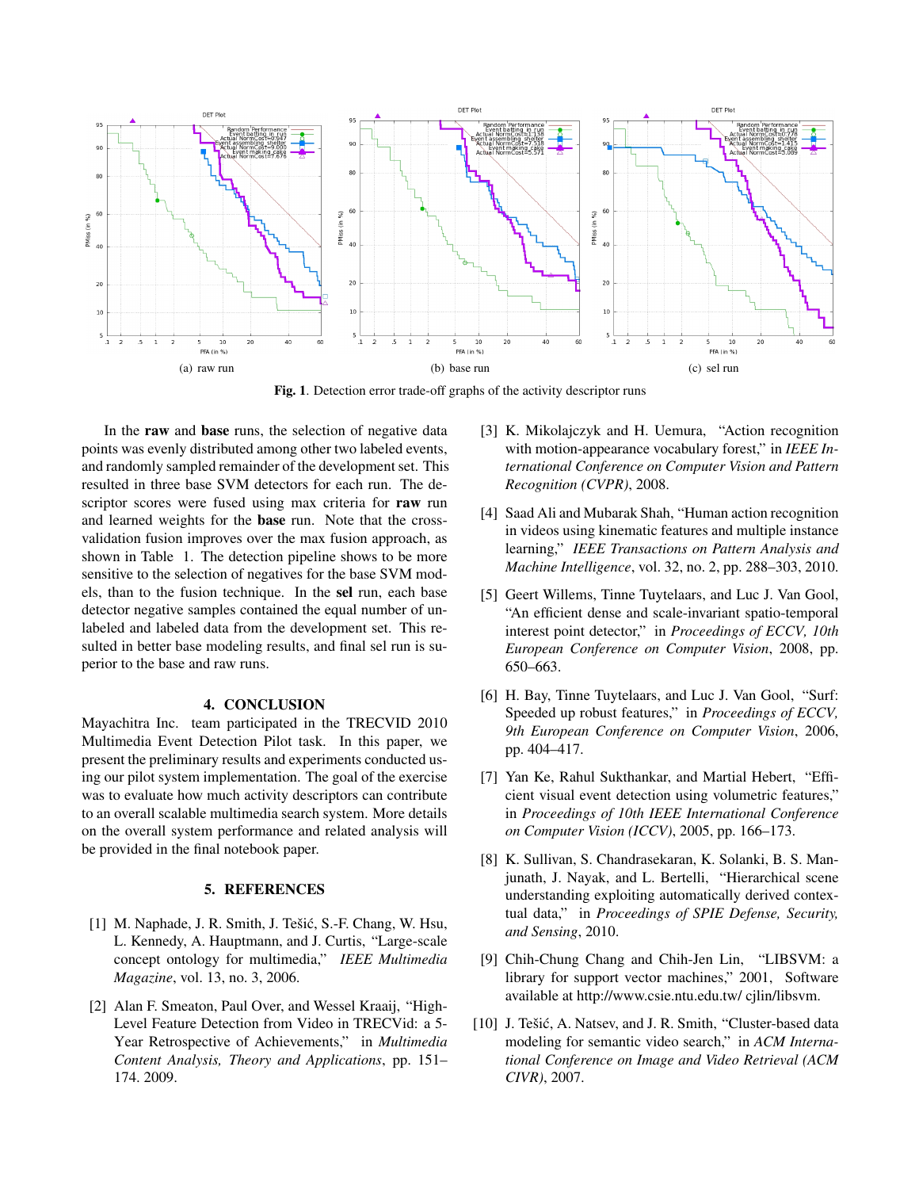DET Plot

Random Performance
Event batting_in_run
Actual NormCost=0.947
Event assembling_shelter
Actual NormCost=9.000
Event making_cake
Actual NormCost=7.676

PMiss (in %)
PFA (in %)

(a) raw run

DET Plot

Random Performance
Event batting_in_run
Actual NormCost=1.138
Event assembling_shelter
Actual NormCost=7.518
Event making_cake
Actual NormCost=5.571

PMiss (in %)
PFA (in %)

(b) base run

DET Plot

Random Performance
Event batting_in_run
Actual NormCost=0.778
Event assembling_shelter
Actual NormCost=1.415
Event making_cake
Actual NormCost=5.089

PMiss (in %)
PFA (in %)

(c) sel run

**Fig. 1**. Detection error trade-off graphs of the activity descriptor runs

In the **raw** and **base** runs, the selection of negative data points was evenly distributed among other two labeled events, and randomly sampled remainder of the development set. This resulted in three base SVM detectors for each run. The descriptor scores were fused using max criteria for **raw** run and learned weights for the **base** run. Note that the cross-validation fusion improves over the max fusion approach, as shown in Table 1. The detection pipeline shows to be more sensitive to the selection of negatives for the base SVM models, than to the fusion technique. In the **sel** run, each base detector negative samples contained the equal number of unlabeled and labeled data from the development set. This resulted in better base modeling results, and final sel run is superior to the base and raw runs.

## 4. CONCLUSION

Mayachitra Inc. team participated in the TRECVID 2010 Multimedia Event Detection Pilot task. In this paper, we present the preliminary results and experiments conducted using our pilot system implementation. The goal of the exercise was to evaluate how much activity descriptors can contribute to an overall scalable multimedia search system. More details on the overall system performance and related analysis will be provided in the final notebook paper.

## 5. REFERENCES

[1] M. Naphade, J. R. Smith, J. Tešić, S.-F. Chang, W. Hsu, L. Kennedy, A. Hauptmann, and J. Curtis, "Large-scale concept ontology for multimedia," *IEEE Multimedia Magazine*, vol. 13, no. 3, 2006.

[2] Alan F. Smeaton, Paul Over, and Wessel Kraaij, "High-Level Feature Detection from Video in TRECVid: a 5-Year Retrospective of Achievements," in *Multimedia Content Analysis, Theory and Applications*, pp. 151–174. 2009.

[3] K. Mikolajczyk and H. Uemura, "Action recognition with motion-appearance vocabulary forest," in *IEEE International Conference on Computer Vision and Pattern Recognition (CVPR)*, 2008.

[4] Saad Ali and Mubarak Shah, "Human action recognition in videos using kinematic features and multiple instance learning," *IEEE Transactions on Pattern Analysis and Machine Intelligence*, vol. 32, no. 2, pp. 288–303, 2010.

[5] Geert Willems, Tinne Tuytelaars, and Luc J. Van Gool, "An efficient dense and scale-invariant spatio-temporal interest point detector," in *Proceedings of ECCV, 10th European Conference on Computer Vision*, 2008, pp. 650–663.

[6] H. Bay, Tinne Tuytelaars, and Luc J. Van Gool, "Surf: Speeded up robust features," in *Proceedings of ECCV, 9th European Conference on Computer Vision*, 2006, pp. 404–417.

[7] Yan Ke, Rahul Sukthankar, and Martial Hebert, "Efficient visual event detection using volumetric features," in *Proceedings of 10th IEEE International Conference on Computer Vision (ICCV)*, 2005, pp. 166–173.

[8] K. Sullivan, S. Chandrasekaran, K. Solanki, B. S. Manjunath, J. Nayak, and L. Bertelli, "Hierarchical scene understanding exploiting automatically derived contextual data," in *Proceedings of SPIE Defense, Security, and Sensing*, 2010.

[9] Chih-Chung Chang and Chih-Jen Lin, "LIBSVM: a library for support vector machines," 2001, Software available at http://www.csie.ntu.edu.tw/ cjlin/libsvm.

[10] J. Tešić, A. Natsev, and J. R. Smith, "Cluster-based data modeling for semantic video search," in *ACM International Conference on Image and Video Retrieval (ACM CIVR)*, 2007.